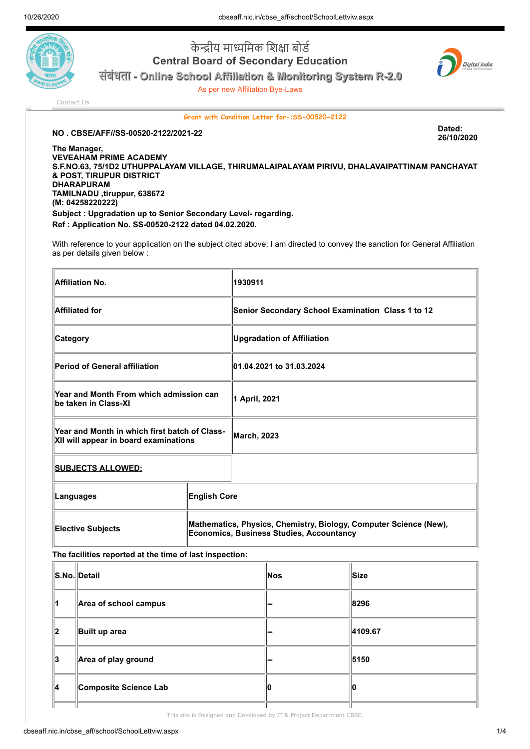# केन्द्रीय माध्यमिक शिक्षा बोर्ड
# Central Board of Secondary Education

## संबंधता - Online School Affiliation & Monitoring System R-2.0

As per new Affiliation Bye-Laws

Contact Us

**Grant with Condition Letter for-:SS-00520-2122**

**NO . CBSE/AFF//SS-00520-2122/2021-22**

**Dated: 26/10/2020**

**The Manager,**
**VEVEAHAM PRIME ACADEMY**
**S.F.NO.63, 75/1D2 UTHUPPALAYAM VILLAGE, THIRUMALAIPALAYAM PIRIVU, DHALAVAIPATTINAM PANCHAYAT & POST, TIRUPUR DISTRICT**
**DHARAPURAM**
**TAMILNADU ,tiruppur, 638672**
**(M: 04258220222)**

**Subject : Upgradation up to Senior Secondary Level- regarding.**
**Ref : Application No. SS-00520-2122 dated 04.02.2020.**

With reference to your application on the subject cited above; I am directed to convey the sanction for General Affiliation as per details given below :

| | |
|---|---|
| **Affiliation No.** | **1930911** |
| **Affiliated for** | **Senior Secondary School Examination Class 1 to 12** |
| **Category** | **Upgradation of Affiliation** |
| **Period of General affiliation** | **01.04.2021 to 31.03.2024** |
| **Year and Month From which admission can be taken in Class-XI** | **1 April, 2021** |
| **Year and Month in which first batch of Class-XII will appear in board examinations** | **March, 2023** |
| **SUBJECTS ALLOWED:** | |
| **Languages** | **English Core** |
| **Elective Subjects** | **Mathematics, Physics, Chemistry, Biology, Computer Science (New), Economics, Business Studies, Accountancy** |

**The facilities reported at the time of last inspection:**

| S.No. | Detail | Nos | Size |
|---|---|---|---|
| 1 | Area of school campus | -- | 8296 |
| 2 | Built up area | -- | 4109.67 |
| 3 | Area of play ground | -- | 5150 |
| 4 | Composite Science Lab | 0 | 0 |

This site is Designed and Developed by IT & Project Department CBSE.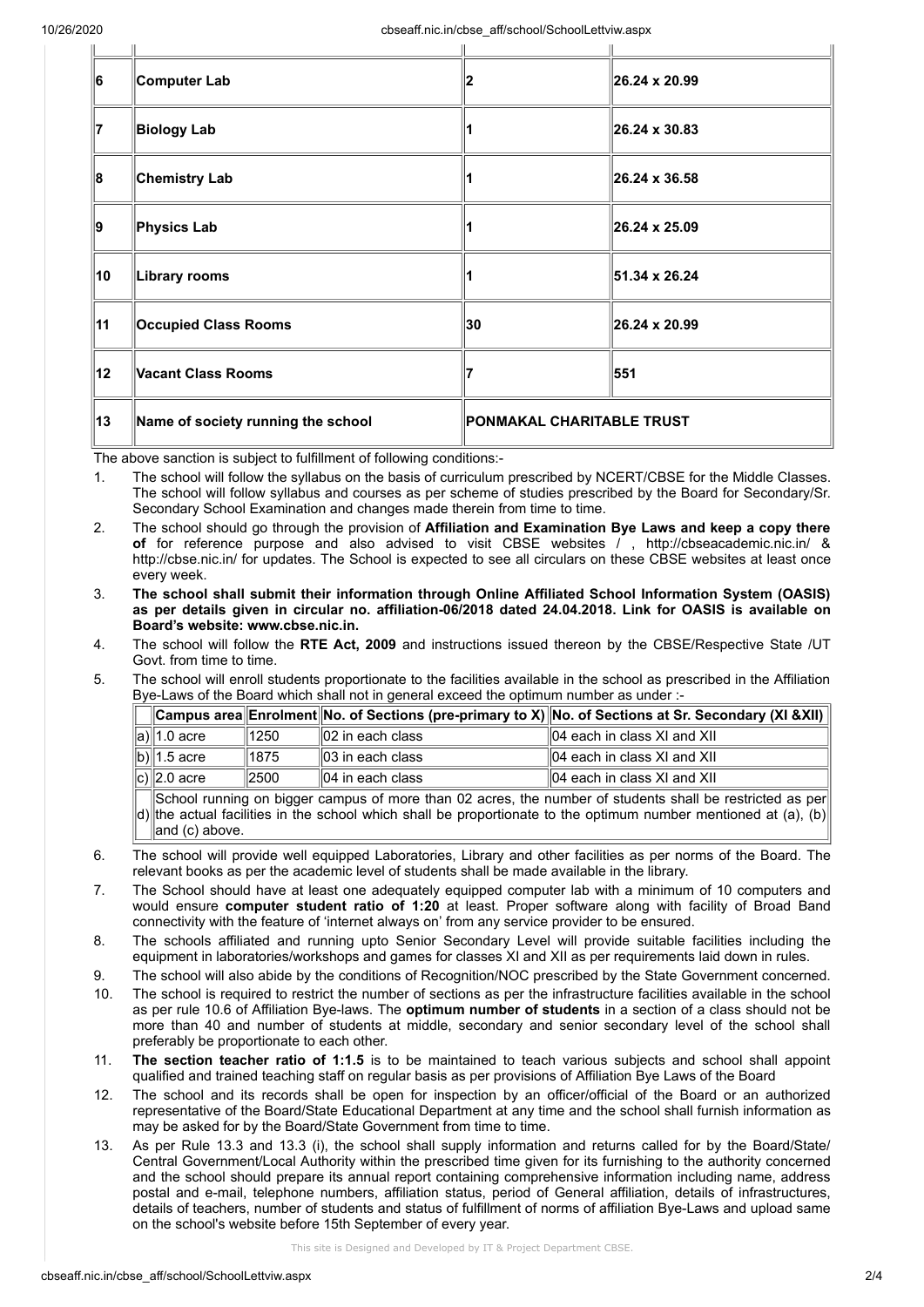| | | | |
|---|---|---|---|
| 6 | Computer Lab | 2 | 26.24 x 20.99 |
| 7 | Biology Lab | 1 | 26.24 x 30.83 |
| 8 | Chemistry Lab | 1 | 26.24 x 36.58 |
| 9 | Physics Lab | 1 | 26.24 x 25.09 |
| 10 | Library rooms | 1 | 51.34 x 26.24 |
| 11 | Occupied Class Rooms | 30 | 26.24 x 20.99 |
| 12 | Vacant Class Rooms | 7 | 551 |
| 13 | Name of society running the school | PONMAKAL CHARITABLE TRUST | |

The above sanction is subject to fulfillment of following conditions:-

1. The school will follow the syllabus on the basis of curriculum prescribed by NCERT/CBSE for the Middle Classes. The school will follow syllabus and courses as per scheme of studies prescribed by the Board for Secondary/Sr. Secondary School Examination and changes made therein from time to time.
2. The school should go through the provision of **Affiliation and Examination Bye Laws and keep a copy there of** for reference purpose and also advised to visit CBSE websites / , http://cbseacademic.nic.in/ & http://cbse.nic.in/ for updates. The School is expected to see all circulars on these CBSE websites at least once every week.
3. **The school shall submit their information through Online Affiliated School Information System (OASIS) as per details given in circular no. affiliation-06/2018 dated 24.04.2018. Link for OASIS is available on Board's website: www.cbse.nic.in.**
4. The school will follow the **RTE Act, 2009** and instructions issued thereon by the CBSE/Respective State /UT Govt. from time to time.
5. The school will enroll students proportionate to the facilities available in the school as prescribed in the Affiliation Bye-Laws of the Board which shall not in general exceed the optimum number as under :-

| | Campus area | Enrolment | No. of Sections (pre-primary to X) | No. of Sections at Sr. Secondary (XI &XII) |
|---|---|---|---|---|
| a) | 1.0 acre | 1250 | 02 in each class | 04 each in class XI and XII |
| b) | 1.5 acre | 1875 | 03 in each class | 04 each in class XI and XII |
| c) | 2.0 acre | 2500 | 04 in each class | 04 each in class XI and XII |
| d) | School running on bigger campus of more than 02 acres, the number of students shall be restricted as per the actual facilities in the school which shall be proportionate to the optimum number mentioned at (a), (b) and (c) above. | | | |

6. The school will provide well equipped Laboratories, Library and other facilities as per norms of the Board. The relevant books as per the academic level of students shall be made available in the library.
7. The School should have at least one adequately equipped computer lab with a minimum of 10 computers and would ensure **computer student ratio of 1:20** at least. Proper software along with facility of Broad Band connectivity with the feature of 'internet always on' from any service provider to be ensured.
8. The schools affiliated and running upto Senior Secondary Level will provide suitable facilities including the equipment in laboratories/workshops and games for classes XI and XII as per requirements laid down in rules.
9. The school will also abide by the conditions of Recognition/NOC prescribed by the State Government concerned.
10. The school is required to restrict the number of sections as per the infrastructure facilities available in the school as per rule 10.6 of Affiliation Bye-laws. The **optimum number of students** in a section of a class should not be more than 40 and number of students at middle, secondary and senior secondary level of the school shall preferably be proportionate to each other.
11. **The section teacher ratio of 1:1.5** is to be maintained to teach various subjects and school shall appoint qualified and trained teaching staff on regular basis as per provisions of Affiliation Bye Laws of the Board
12. The school and its records shall be open for inspection by an officer/official of the Board or an authorized representative of the Board/State Educational Department at any time and the school shall furnish information as may be asked for by the Board/State Government from time to time.
13. As per Rule 13.3 and 13.3 (i), the school shall supply information and returns called for by the Board/State/ Central Government/Local Authority within the prescribed time given for its furnishing to the authority concerned and the school should prepare its annual report containing comprehensive information including name, address postal and e-mail, telephone numbers, affiliation status, period of General affiliation, details of infrastructures, details of teachers, number of students and status of fulfillment of norms of affiliation Bye-Laws and upload same on the school's website before 15th September of every year.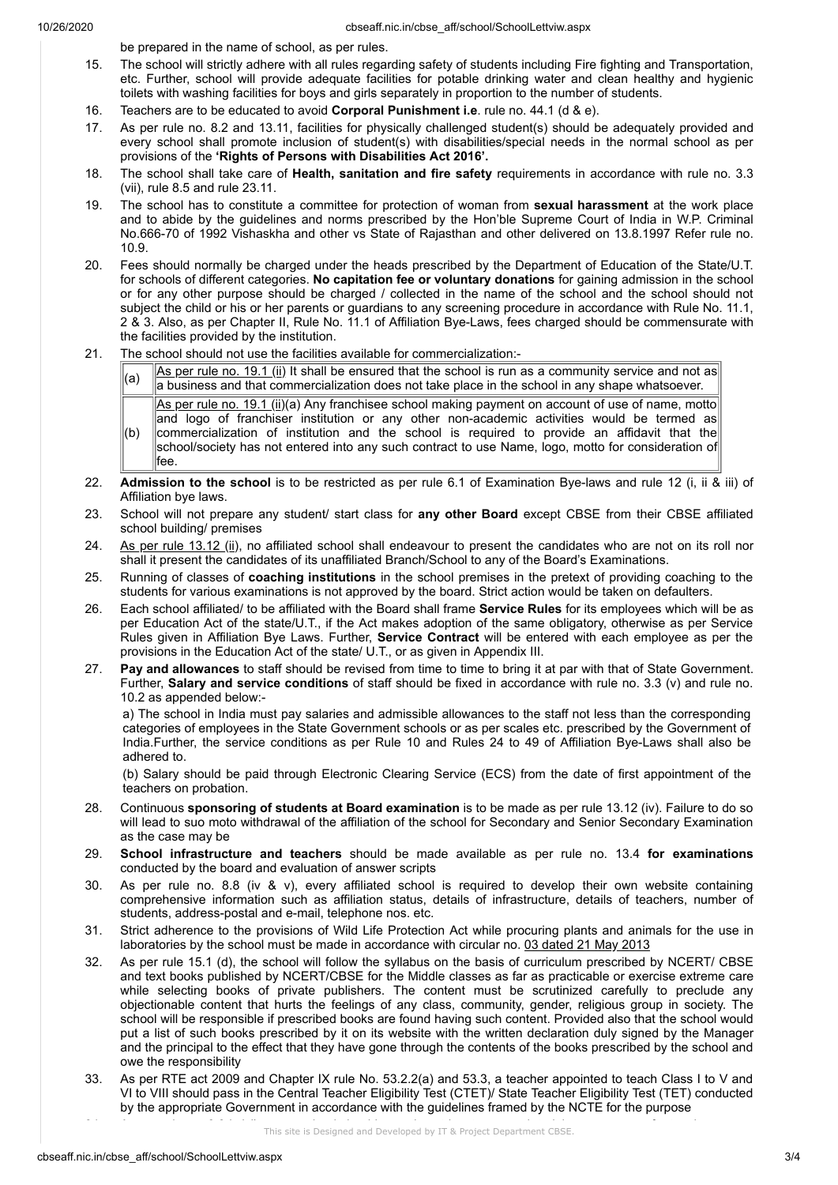be prepared in the name of school, as per rules.

15. The school will strictly adhere with all rules regarding safety of students including Fire fighting and Transportation, etc. Further, school will provide adequate facilities for potable drinking water and clean healthy and hygienic toilets with washing facilities for boys and girls separately in proportion to the number of students.
16. Teachers are to be educated to avoid **Corporal Punishment i.e**. rule no. 44.1 (d & e).
17. As per rule no. 8.2 and 13.11, facilities for physically challenged student(s) should be adequately provided and every school shall promote inclusion of student(s) with disabilities/special needs in the normal school as per provisions of the **'Rights of Persons with Disabilities Act 2016'.**
18. The school shall take care of **Health, sanitation and fire safety** requirements in accordance with rule no. 3.3 (vii), rule 8.5 and rule 23.11.
19. The school has to constitute a committee for protection of woman from **sexual harassment** at the work place and to abide by the guidelines and norms prescribed by the Hon'ble Supreme Court of India in W.P. Criminal No.666-70 of 1992 Vishaskha and other vs State of Rajasthan and other delivered on 13.8.1997 Refer rule no. 10.9.
20. Fees should normally be charged under the heads prescribed by the Department of Education of the State/U.T. for schools of different categories. **No capitation fee or voluntary donations** for gaining admission in the school or for any other purpose should be charged / collected in the name of the school and the school should not subject the child or his or her parents or guardians to any screening procedure in accordance with Rule No. 11.1, 2 & 3. Also, as per Chapter II, Rule No. 11.1 of Affiliation Bye-Laws, fees charged should be commensurate with the facilities provided by the institution.
21. The school should not use the facilities available for commercialization:-

| | |
|---|---|
| (a) | As per rule no. 19.1 (ii) It shall be ensured that the school is run as a community service and not as a business and that commercialization does not take place in the school in any shape whatsoever. |
| (b) | As per rule no. 19.1 (ii)(a) Any franchisee school making payment on account of use of name, motto and logo of franchiser institution or any other non-academic activities would be termed as commercialization of institution and the school is required to provide an affidavit that the school/society has not entered into any such contract to use Name, logo, motto for consideration of fee. |

22. **Admission to the school** is to be restricted as per rule 6.1 of Examination Bye-laws and rule 12 (i, ii & iii) of Affiliation bye laws.
23. School will not prepare any student/ start class for **any other Board** except CBSE from their CBSE affiliated school building/ premises
24. As per rule 13.12 (ii), no affiliated school shall endeavour to present the candidates who are not on its roll nor shall it present the candidates of its unaffiliated Branch/School to any of the Board's Examinations.
25. Running of classes of **coaching institutions** in the school premises in the pretext of providing coaching to the students for various examinations is not approved by the board. Strict action would be taken on defaulters.
26. Each school affiliated/ to be affiliated with the Board shall frame **Service Rules** for its employees which will be as per Education Act of the state/U.T., if the Act makes adoption of the same obligatory, otherwise as per Service Rules given in Affiliation Bye Laws. Further, **Service Contract** will be entered with each employee as per the provisions in the Education Act of the state/ U.T., or as given in Appendix III.
27. **Pay and allowances** to staff should be revised from time to time to bring it at par with that of State Government. Further, **Salary and service conditions** of staff should be fixed in accordance with rule no. 3.3 (v) and rule no. 10.2 as appended below:-

    a) The school in India must pay salaries and admissible allowances to the staff not less than the corresponding categories of employees in the State Government schools or as per scales etc. prescribed by the Government of India.Further, the service conditions as per Rule 10 and Rules 24 to 49 of Affiliation Bye-Laws shall also be adhered to.

    (b) Salary should be paid through Electronic Clearing Service (ECS) from the date of first appointment of the teachers on probation.

28. Continuous **sponsoring of students at Board examination** is to be made as per rule 13.12 (iv). Failure to do so will lead to suo moto withdrawal of the affiliation of the school for Secondary and Senior Secondary Examination as the case may be
29. **School infrastructure and teachers** should be made available as per rule no. 13.4 **for examinations** conducted by the board and evaluation of answer scripts
30. As per rule no. 8.8 (iv & v), every affiliated school is required to develop their own website containing comprehensive information such as affiliation status, details of infrastructure, details of teachers, number of students, address-postal and e-mail, telephone nos. etc.
31. Strict adherence to the provisions of Wild Life Protection Act while procuring plants and animals for the use in laboratories by the school must be made in accordance with circular no. 03 dated 21 May 2013
32. As per rule 15.1 (d), the school will follow the syllabus on the basis of curriculum prescribed by NCERT/ CBSE and text books published by NCERT/CBSE for the Middle classes as far as practicable or exercise extreme care while selecting books of private publishers. The content must be scrutinized carefully to preclude any objectionable content that hurts the feelings of any class, community, gender, religious group in society. The school will be responsible if prescribed books are found having such content. Provided also that the school would put a list of such books prescribed by it on its website with the written declaration duly signed by the Manager and the principal to the effect that they have gone through the contents of the books prescribed by the school and owe the responsibility
33. As per RTE act 2009 and Chapter IX rule No. 53.2.2(a) and 53.3, a teacher appointed to teach Class I to V and VI to VIII should pass in the Central Teacher Eligibility Test (CTET)/ State Teacher Eligibility Test (TET) conducted by the appropriate Government in accordance with the guidelines framed by the NCTE for the purpose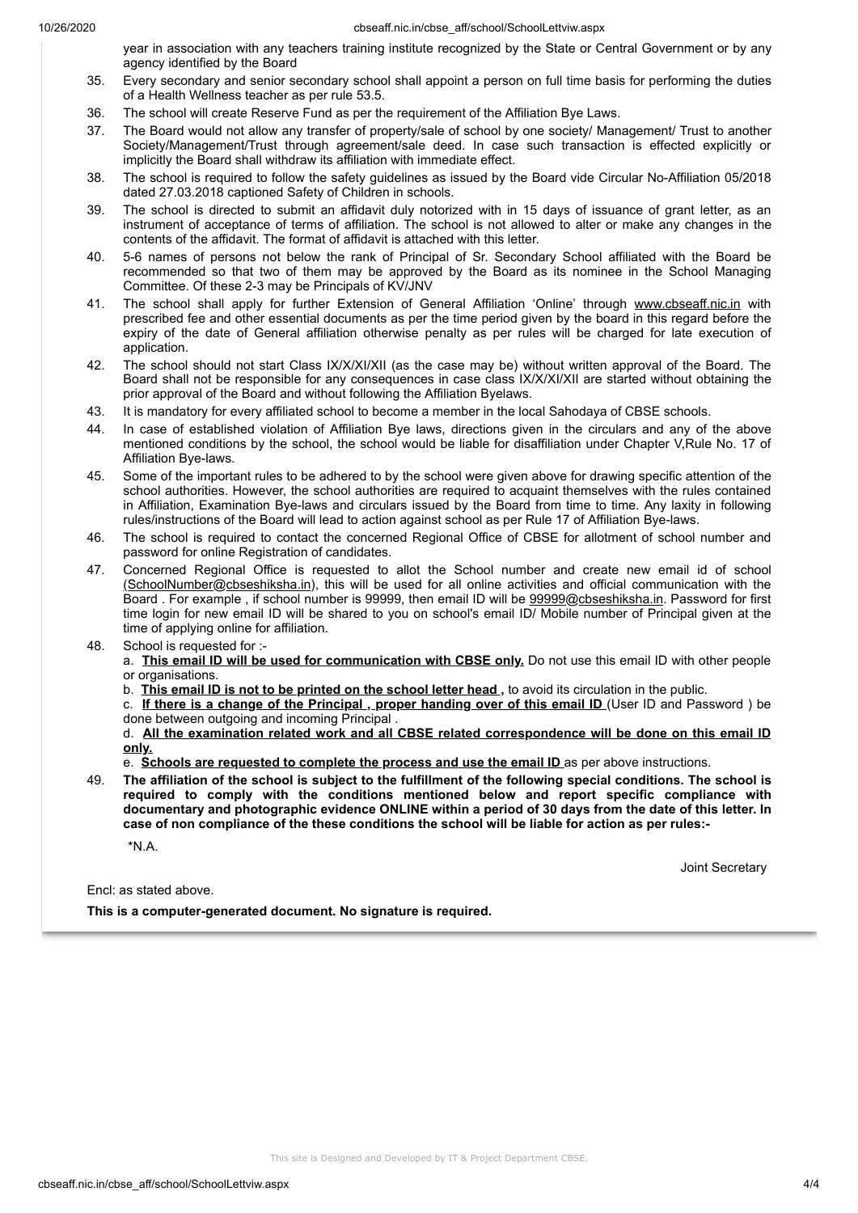year in association with any teachers training institute recognized by the State or Central Government or by any agency identified by the Board

35. Every secondary and senior secondary school shall appoint a person on full time basis for performing the duties of a Health Wellness teacher as per rule 53.5.
36. The school will create Reserve Fund as per the requirement of the Affiliation Bye Laws.
37. The Board would not allow any transfer of property/sale of school by one society/ Management/ Trust to another Society/Management/Trust through agreement/sale deed. In case such transaction is effected explicitly or implicitly the Board shall withdraw its affiliation with immediate effect.
38. The school is required to follow the safety guidelines as issued by the Board vide Circular No-Affiliation 05/2018 dated 27.03.2018 captioned Safety of Children in schools.
39. The school is directed to submit an affidavit duly notorized with in 15 days of issuance of grant letter, as an instrument of acceptance of terms of affiliation. The school is not allowed to alter or make any changes in the contents of the affidavit. The format of affidavit is attached with this letter.
40. 5-6 names of persons not below the rank of Principal of Sr. Secondary School affiliated with the Board be recommended so that two of them may be approved by the Board as its nominee in the School Managing Committee. Of these 2-3 may be Principals of KV/JNV
41. The school shall apply for further Extension of General Affiliation 'Online' through www.cbseaff.nic.in with prescribed fee and other essential documents as per the time period given by the board in this regard before the expiry of the date of General affiliation otherwise penalty as per rules will be charged for late execution of application.
42. The school should not start Class IX/X/XI/XII (as the case may be) without written approval of the Board. The Board shall not be responsible for any consequences in case class IX/X/XI/XII are started without obtaining the prior approval of the Board and without following the Affiliation Byelaws.
43. It is mandatory for every affiliated school to become a member in the local Sahodaya of CBSE schools.
44. In case of established violation of Affiliation Bye laws, directions given in the circulars and any of the above mentioned conditions by the school, the school would be liable for disaffiliation under Chapter V,Rule No. 17 of Affiliation Bye-laws.
45. Some of the important rules to be adhered to by the school were given above for drawing specific attention of the school authorities. However, the school authorities are required to acquaint themselves with the rules contained in Affiliation, Examination Bye-laws and circulars issued by the Board from time to time. Any laxity in following rules/instructions of the Board will lead to action against school as per Rule 17 of Affiliation Bye-laws.
46. The school is required to contact the concerned Regional Office of CBSE for allotment of school number and password for online Registration of candidates.
47. Concerned Regional Office is requested to allot the School number and create new email id of school (SchoolNumber@cbseshiksha.in), this will be used for all online activities and official communication with the Board . For example , if school number is 99999, then email ID will be 99999@cbseshiksha.in. Password for first time login for new email ID will be shared to you on school's email ID/ Mobile number of Principal given at the time of applying online for affiliation.
48. School is requested for :-

    a. **This email ID will be used for communication with CBSE only.** Do not use this email ID with other people or organisations.

    b. **This email ID is not to be printed on the school letter head ,** to avoid its circulation in the public.

    c. **If there is a change of the Principal , proper handing over of this email ID** (User ID and Password ) be done between outgoing and incoming Principal .

    d. **All the examination related work and all CBSE related correspondence will be done on this email ID only.**

    e. **Schools are requested to complete the process and use the email ID** as per above instructions.
49. **The affiliation of the school is subject to the fulfillment of the following special conditions. The school is required to comply with the conditions mentioned below and report specific compliance with documentary and photographic evidence ONLINE within a period of 30 days from the date of this letter. In case of non compliance of the these conditions the school will be liable for action as per rules:-**

    *N.A.

Joint Secretary

Encl: as stated above.

**This is a computer-generated document. No signature is required.**

This site is Designed and Developed by IT & Project Department CBSE.